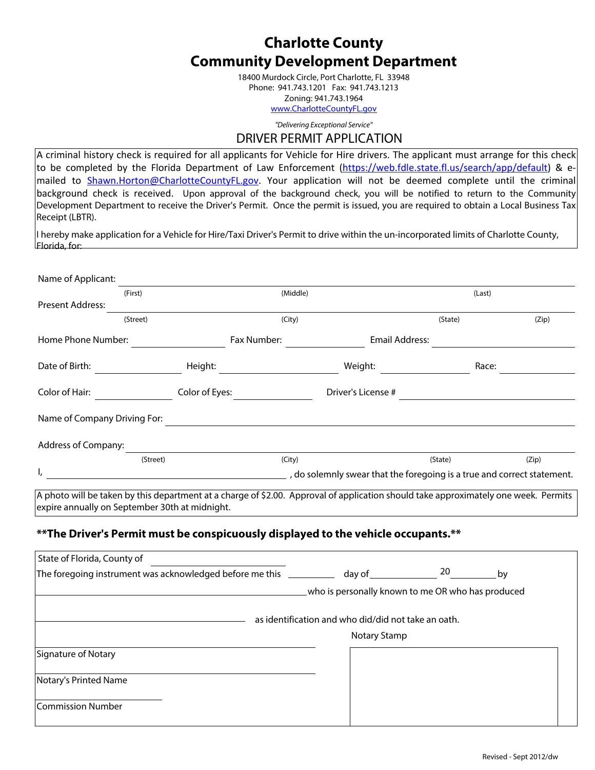# Charlotte County
# Community Development Department

18400 Murdock Circle, Port Charlotte, FL 33948
Phone: 941.743.1201 Fax: 941.743.1213
Zoning: 941.743.1964
www.CharlotteCountyFL.gov

*"Delivering Exceptional Service"*

## DRIVER PERMIT APPLICATION

A criminal history check is required for all applicants for Vehicle for Hire drivers. The applicant must arrange for this check to be completed by the Florida Department of Law Enforcement (https://web.fdle.state.fl.us/search/app/default) & e-mailed to Shawn.Horton@CharlotteCountyFL.gov. Your application will not be deemed complete until the criminal background check is received. Upon approval of the background check, you will be notified to return to the Community Development Department to receive the Driver's Permit. Once the permit is issued, you are required to obtain a Local Business Tax Receipt (LBTR).

I hereby make application for a Vehicle for Hire/Taxi Driver's Permit to drive within the un-incorporated limits of Charlotte County, Florida, for:

Name of Applicant: ______________________________________________
(First) (Middle) (Last)

Present Address: ______________________________________________
(Street) (City) (State) (Zip)

Home Phone Number: ____________ Fax Number: ____________ Email Address: ____________

Date of Birth: ____________ Height: ____________ Weight: ____________ Race: ____________

Color of Hair: ____________ Color of Eyes: ____________ Driver's License # ____________

Name of Company Driving For: ______________________________________________

Address of Company: ______________________________________________
(Street) (City) (State) (Zip)

I, ______________________________, do solemnly swear that the foregoing is a true and correct statement.

A photo will be taken by this department at a charge of $2.00. Approval of application should take approximately one week. Permits expire annually on September 30th at midnight.

**\*\*The Driver's Permit must be conspicuously displayed to the vehicle occupants.\*\***

State of Florida, County of ____________

The foregoing instrument was acknowledged before me this ________ day of ____________ 20________ by

______________________________ who is personally known to me OR who has produced

______________________________ as identification and who did/did not take an oath.

Notary Stamp

______________________________
Signature of Notary

______________________________
Notary's Printed Name

______________________________
Commission Number

Revised - Sept 2012/dw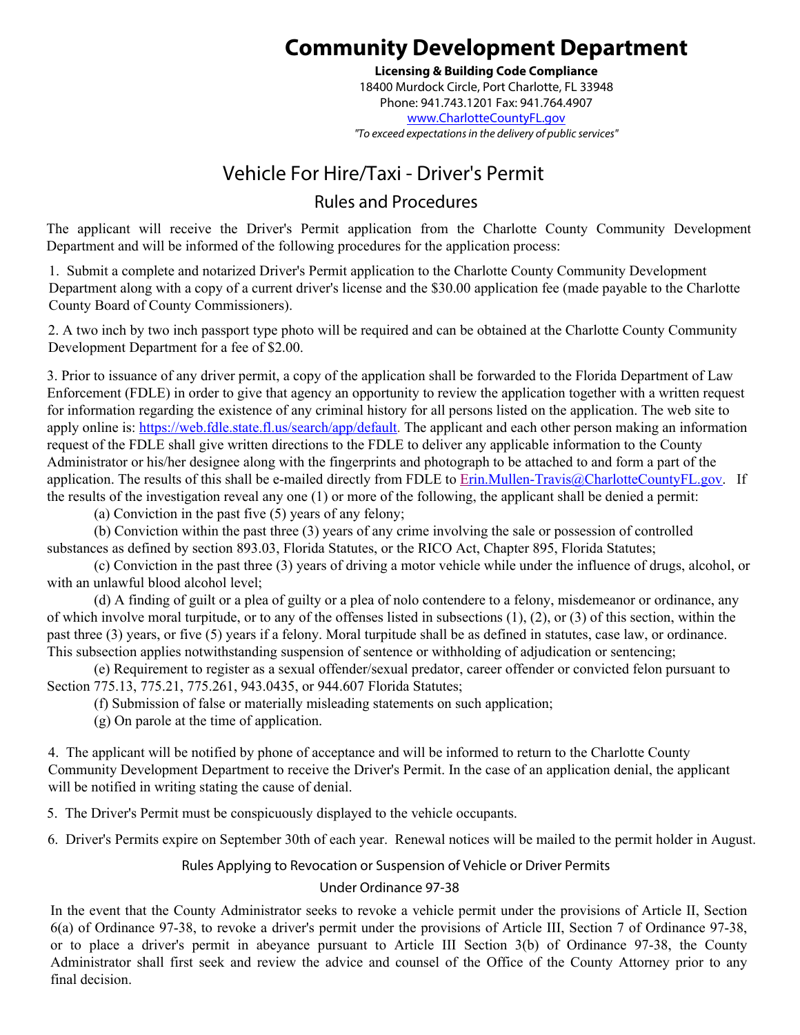# Community Development Department

**Licensing & Building Code Compliance**
18400 Murdock Circle, Port Charlotte, FL 33948
Phone: 941.743.1201 Fax: 941.764.4907
[www.CharlotteCountyFL.gov](http://www.CharlotteCountyFL.gov)
*"To exceed expectations in the delivery of public services"*

## Vehicle For Hire/Taxi - Driver's Permit

### Rules and Procedures

The applicant will receive the Driver's Permit application from the Charlotte County Community Development Department and will be informed of the following procedures for the application process:

1. Submit a complete and notarized Driver's Permit application to the Charlotte County Community Development Department along with a copy of a current driver's license and the $30.00 application fee (made payable to the Charlotte County Board of County Commissioners).

2. A two inch by two inch passport type photo will be required and can be obtained at the Charlotte County Community Development Department for a fee of $2.00.

3. Prior to issuance of any driver permit, a copy of the application shall be forwarded to the Florida Department of Law Enforcement (FDLE) in order to give that agency an opportunity to review the application together with a written request for information regarding the existence of any criminal history for all persons listed on the application. The web site to apply online is: [https://web.fdle.state.fl.us/search/app/default](https://web.fdle.state.fl.us/search/app/default). The applicant and each other person making an information request of the FDLE shall give written directions to the FDLE to deliver any applicable information to the County Administrator or his/her designee along with the fingerprints and photograph to be attached to and form a part of the application. The results of this shall be e-mailed directly from FDLE to Erin.Mullen-Travis@CharlotteCountyFL.gov. If the results of the investigation reveal any one (1) or more of the following, the applicant shall be denied a permit:

    (a) Conviction in the past five (5) years of any felony;

    (b) Conviction within the past three (3) years of any crime involving the sale or possession of controlled substances as defined by section 893.03, Florida Statutes, or the RICO Act, Chapter 895, Florida Statutes;

    (c) Conviction in the past three (3) years of driving a motor vehicle while under the influence of drugs, alcohol, or with an unlawful blood alcohol level;

    (d) A finding of guilt or a plea of guilty or a plea of nolo contendere to a felony, misdemeanor or ordinance, any of which involve moral turpitude, or to any of the offenses listed in subsections (1), (2), or (3) of this section, within the past three (3) years, or five (5) years if a felony. Moral turpitude shall be as defined in statutes, case law, or ordinance. This subsection applies notwithstanding suspension of sentence or withholding of adjudication or sentencing;

    (e) Requirement to register as a sexual offender/sexual predator, career offender or convicted felon pursuant to Section 775.13, 775.21, 775.261, 943.0435, or 944.607 Florida Statutes;

    (f) Submission of false or materially misleading statements on such application;

    (g) On parole at the time of application.

4. The applicant will be notified by phone of acceptance and will be informed to return to the Charlotte County Community Development Department to receive the Driver's Permit. In the case of an application denial, the applicant will be notified in writing stating the cause of denial.

5. The Driver's Permit must be conspicuously displayed to the vehicle occupants.

6. Driver's Permits expire on September 30th of each year. Renewal notices will be mailed to the permit holder in August.

### Rules Applying to Revocation or Suspension of Vehicle or Driver Permits Under Ordinance 97-38

In the event that the County Administrator seeks to revoke a vehicle permit under the provisions of Article II, Section 6(a) of Ordinance 97-38, to revoke a driver's permit under the provisions of Article III, Section 7 of Ordinance 97-38, or to place a driver's permit in abeyance pursuant to Article III Section 3(b) of Ordinance 97-38, the County Administrator shall first seek and review the advice and counsel of the Office of the County Attorney prior to any final decision.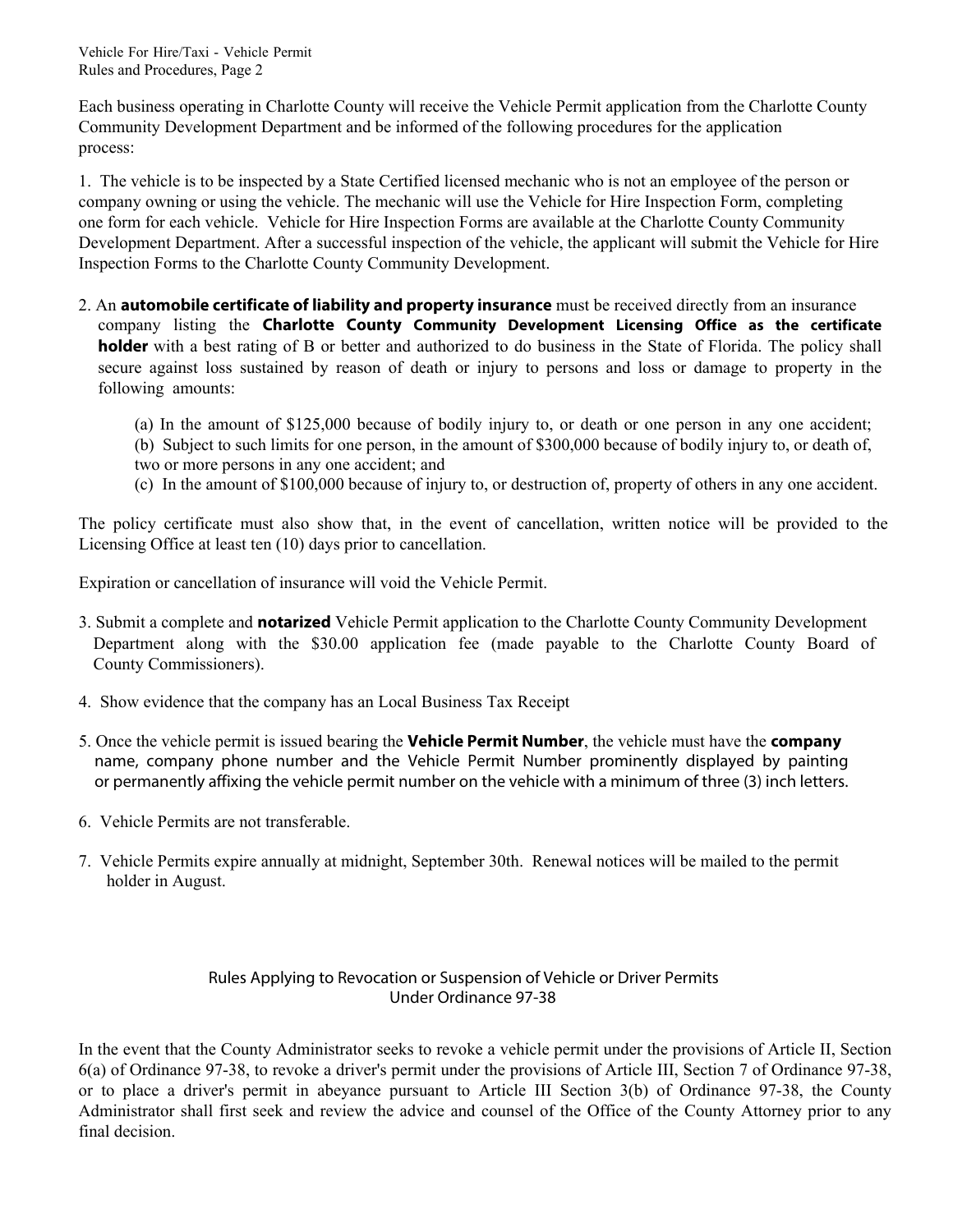Each business operating in Charlotte County will receive the Vehicle Permit application from the Charlotte County Community Development Department and be informed of the following procedures for the application process:

1. The vehicle is to be inspected by a State Certified licensed mechanic who is not an employee of the person or company owning or using the vehicle. The mechanic will use the Vehicle for Hire Inspection Form, completing one form for each vehicle. Vehicle for Hire Inspection Forms are available at the Charlotte County Community Development Department. After a successful inspection of the vehicle, the applicant will submit the Vehicle for Hire Inspection Forms to the Charlotte County Community Development.

2. An **automobile certificate of liability and property insurance** must be received directly from an insurance company listing the **Charlotte County Community Development Licensing Office as the certificate holder** with a best rating of B or better and authorized to do business in the State of Florida. The policy shall secure against loss sustained by reason of death or injury to persons and loss or damage to property in the following amounts:

   (a) In the amount of $125,000 because of bodily injury to, or death or one person in any one accident;
   (b) Subject to such limits for one person, in the amount of $300,000 because of bodily injury to, or death of, two or more persons in any one accident; and
   (c) In the amount of $100,000 because of injury to, or destruction of, property of others in any one accident.

The policy certificate must also show that, in the event of cancellation, written notice will be provided to the Licensing Office at least ten (10) days prior to cancellation.

Expiration or cancellation of insurance will void the Vehicle Permit.

3. Submit a complete and **notarized** Vehicle Permit application to the Charlotte County Community Development Department along with the $30.00 application fee (made payable to the Charlotte County Board of County Commissioners).

4. Show evidence that the company has an Local Business Tax Receipt

5. Once the vehicle permit is issued bearing the **Vehicle Permit Number**, the vehicle must have the **company** name, company phone number and the Vehicle Permit Number prominently displayed by painting or permanently affixing the vehicle permit number on the vehicle with a minimum of three (3) inch letters.

6. Vehicle Permits are not transferable.

7. Vehicle Permits expire annually at midnight, September 30th. Renewal notices will be mailed to the permit holder in August.

## Rules Applying to Revocation or Suspension of Vehicle or Driver Permits Under Ordinance 97-38

In the event that the County Administrator seeks to revoke a vehicle permit under the provisions of Article II, Section 6(a) of Ordinance 97-38, to revoke a driver's permit under the provisions of Article III, Section 7 of Ordinance 97-38, or to place a driver's permit in abeyance pursuant to Article III Section 3(b) of Ordinance 97-38, the County Administrator shall first seek and review the advice and counsel of the Office of the County Attorney prior to any final decision.